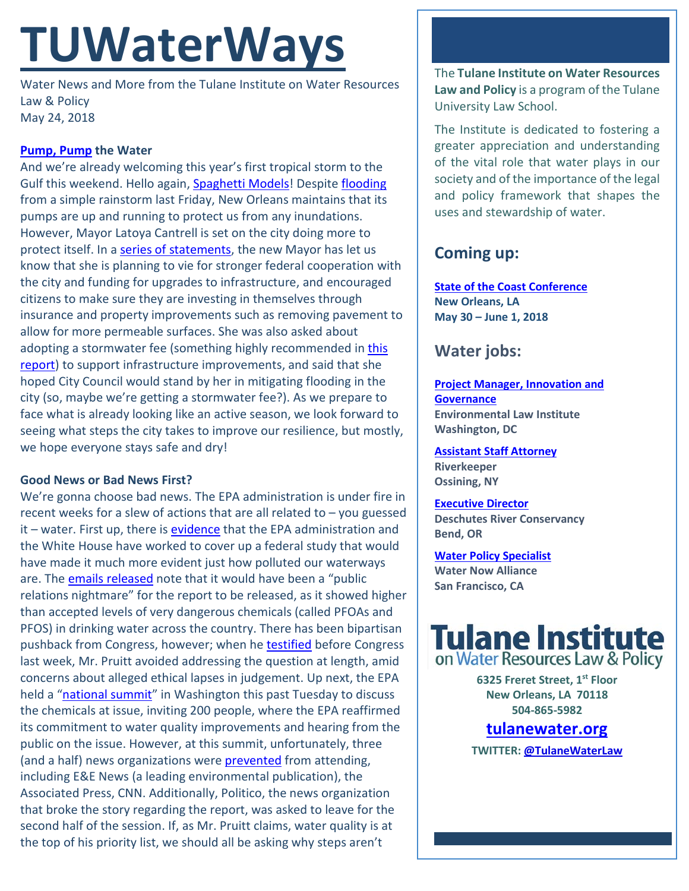# TUWaterWays

Water News and More from the Tulane Institute on Water Resources Law & Policy
May 24, 2018

**Pump, Pump the Water**

And we're already welcoming this year's first tropical storm to the Gulf this weekend. Hello again, Spaghetti Models! Despite flooding from a simple rainstorm last Friday, New Orleans maintains that its pumps are up and running to protect us from any inundations. However, Mayor Latoya Cantrell is set on the city doing more to protect itself. In a series of statements, the new Mayor has let us know that she is planning to vie for stronger federal cooperation with the city and funding for upgrades to infrastructure, and encouraged citizens to make sure they are investing in themselves through insurance and property improvements such as removing pavement to allow for more permeable surfaces. She was also asked about adopting a stormwater fee (something highly recommended in this report) to support infrastructure improvements, and said that she hoped City Council would stand by her in mitigating flooding in the city (so, maybe we're getting a stormwater fee?). As we prepare to face what is already looking like an active season, we look forward to seeing what steps the city takes to improve our resilience, but mostly, we hope everyone stays safe and dry!

**Good News or Bad News First?**

We're gonna choose bad news. The EPA administration is under fire in recent weeks for a slew of actions that are all related to – you guessed it – water. First up, there is evidence that the EPA administration and the White House have worked to cover up a federal study that would have made it much more evident just how polluted our waterways are. The emails released note that it would have been a "public relations nightmare" for the report to be released, as it showed higher than accepted levels of very dangerous chemicals (called PFOAs and PFOS) in drinking water across the country. There has been bipartisan pushback from Congress, however; when he testified before Congress last week, Mr. Pruitt avoided addressing the question at length, amid concerns about alleged ethical lapses in judgement. Up next, the EPA held a "national summit" in Washington this past Tuesday to discuss the chemicals at issue, inviting 200 people, where the EPA reaffirmed its commitment to water quality improvements and hearing from the public on the issue. However, at this summit, unfortunately, three (and a half) news organizations were prevented from attending, including E&E News (a leading environmental publication), the Associated Press, CNN. Additionally, Politico, the news organization that broke the story regarding the report, was asked to leave for the second half of the session. If, as Mr. Pruitt claims, water quality is at the top of his priority list, we should all be asking why steps aren't

The **Tulane Institute on Water Resources Law and Policy** is a program of the Tulane University Law School.

The Institute is dedicated to fostering a greater appreciation and understanding of the vital role that water plays in our society and of the importance of the legal and policy framework that shapes the uses and stewardship of water.

## Coming up:

**State of the Coast Conference**
**New Orleans, LA**
**May 30 – June 1, 2018**

## Water jobs:

**Project Manager, Innovation and Governance**
**Environmental Law Institute**
**Washington, DC**

**Assistant Staff Attorney**
**Riverkeeper**
**Ossining, NY**

**Executive Director**
**Deschutes River Conservancy**
**Bend, OR**

**Water Policy Specialist**
**Water Now Alliance**
**San Francisco, CA**

**Tulane Institute on Water Resources Law & Policy**

**6325 Freret Street, 1st Floor**
**New Orleans, LA 70118**
**504-865-5982**

**tulanewater.org**

**TWITTER: @TulaneWaterLaw**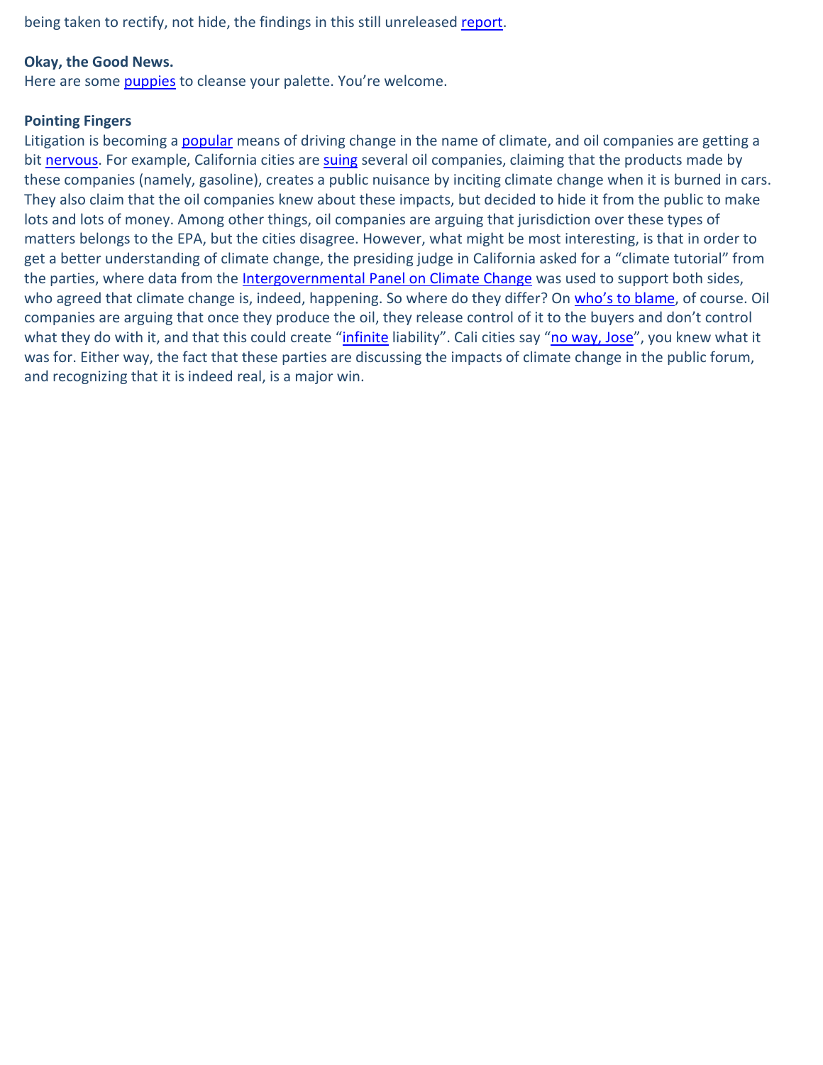being taken to rectify, not hide, the findings in this still unreleased report.

**Okay, the Good News.**
Here are some puppies to cleanse your palette. You're welcome.

**Pointing Fingers**
Litigation is becoming a popular means of driving change in the name of climate, and oil companies are getting a bit nervous. For example, California cities are suing several oil companies, claiming that the products made by these companies (namely, gasoline), creates a public nuisance by inciting climate change when it is burned in cars. They also claim that the oil companies knew about these impacts, but decided to hide it from the public to make lots and lots of money. Among other things, oil companies are arguing that jurisdiction over these types of matters belongs to the EPA, but the cities disagree. However, what might be most interesting, is that in order to get a better understanding of climate change, the presiding judge in California asked for a "climate tutorial" from the parties, where data from the Intergovernmental Panel on Climate Change was used to support both sides, who agreed that climate change is, indeed, happening. So where do they differ? On who's to blame, of course. Oil companies are arguing that once they produce the oil, they release control of it to the buyers and don't control what they do with it, and that this could create "infinite liability". Cali cities say "no way, Jose", you knew what it was for. Either way, the fact that these parties are discussing the impacts of climate change in the public forum, and recognizing that it is indeed real, is a major win.